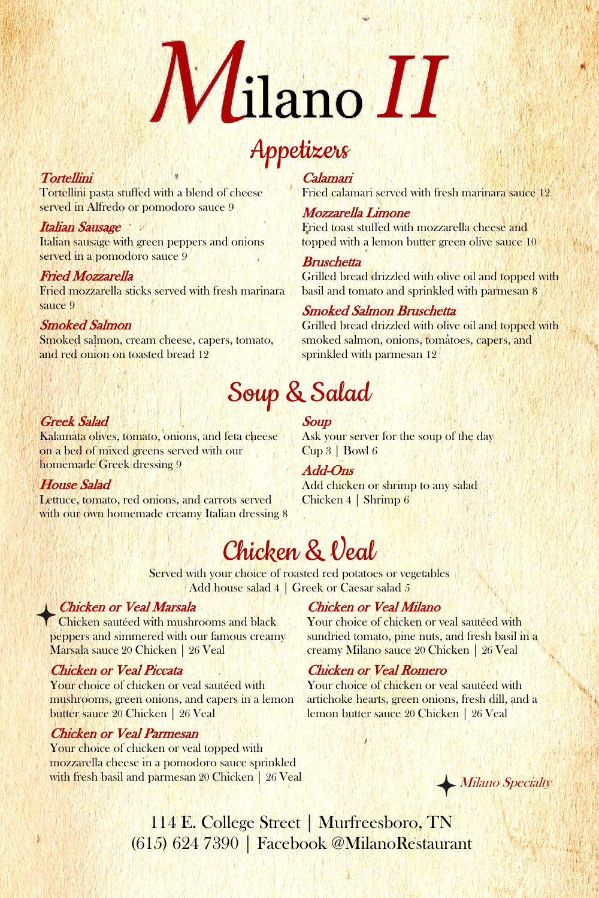# Milano II

## Appetizers

### *Tortellini*
Tortellini pasta stuffed with a blend of cheese served in Alfredo or pomodoro sauce 9

### *Italian Sausage*
Italian sausage with green peppers and onions served in a pomodoro sauce 9

### *Fried Mozzarella*
Fried mozzarella sticks served with fresh marinara sauce 9

### *Smoked Salmon*
Smoked salmon, cream cheese, capers, tomato, and red onion on toasted bread 12

### *Calamari*
Fried calamari served with fresh marinara sauce 12

### *Mozzarella Limone*
Fried toast stuffed with mozzarella cheese and topped with a lemon butter green olive sauce 10

### *Bruschetta*
Grilled bread drizzled with olive oil and topped with basil and tomato and sprinkled with parmesan 8

### *Smoked Salmon Bruschetta*
Grilled bread drizzled with olive oil and topped with smoked salmon, onions, tomatoes, capers, and sprinkled with parmesan 12

## Soup & Salad

### *Greek Salad*
Kalamata olives, tomato, onions, and feta cheese on a bed of mixed greens served with our homemade Greek dressing 9

### *House Salad*
Lettuce, tomato, red onions, and carrots served with our own homemade creamy Italian dressing 8

### *Soup*
Ask your server for the soup of the day
Cup 3 | Bowl 6

### *Add-Ons*
Add chicken or shrimp to any salad
Chicken 4 | Shrimp 6

## Chicken & Veal

Served with your choice of roasted red potatoes or vegetables
Add house salad 4 | Greek or Caesar salad 5

### ✦ *Chicken or Veal Marsala*
Chicken sautéed with mushrooms and black peppers and simmered with our famous creamy Marsala sauce 20 Chicken | 26 Veal

### *Chicken or Veal Piccata*
Your choice of chicken or veal sautéed with mushrooms, green onions, and capers in a lemon butter sauce 20 Chicken | 26 Veal

### *Chicken or Veal Parmesan*
Your choice of chicken or veal topped with mozzarella cheese in a pomodoro sauce sprinkled with fresh basil and parmesan 20 Chicken | 26 Veal

### *Chicken or Veal Milano*
Your choice of chicken or veal sautéed with sundried tomato, pine nuts, and fresh basil in a creamy Milano sauce 20 Chicken | 26 Veal

### *Chicken or Veal Romero*
Your choice of chicken or veal sautéed with artichoke hearts, green onions, fresh dill, and a lemon butter sauce 20 Chicken | 26 Veal

✦ *Milano Specialty*

114 E. College Street | Murfreesboro, TN
(615) 624 7390 | Facebook @MilanoRestaurant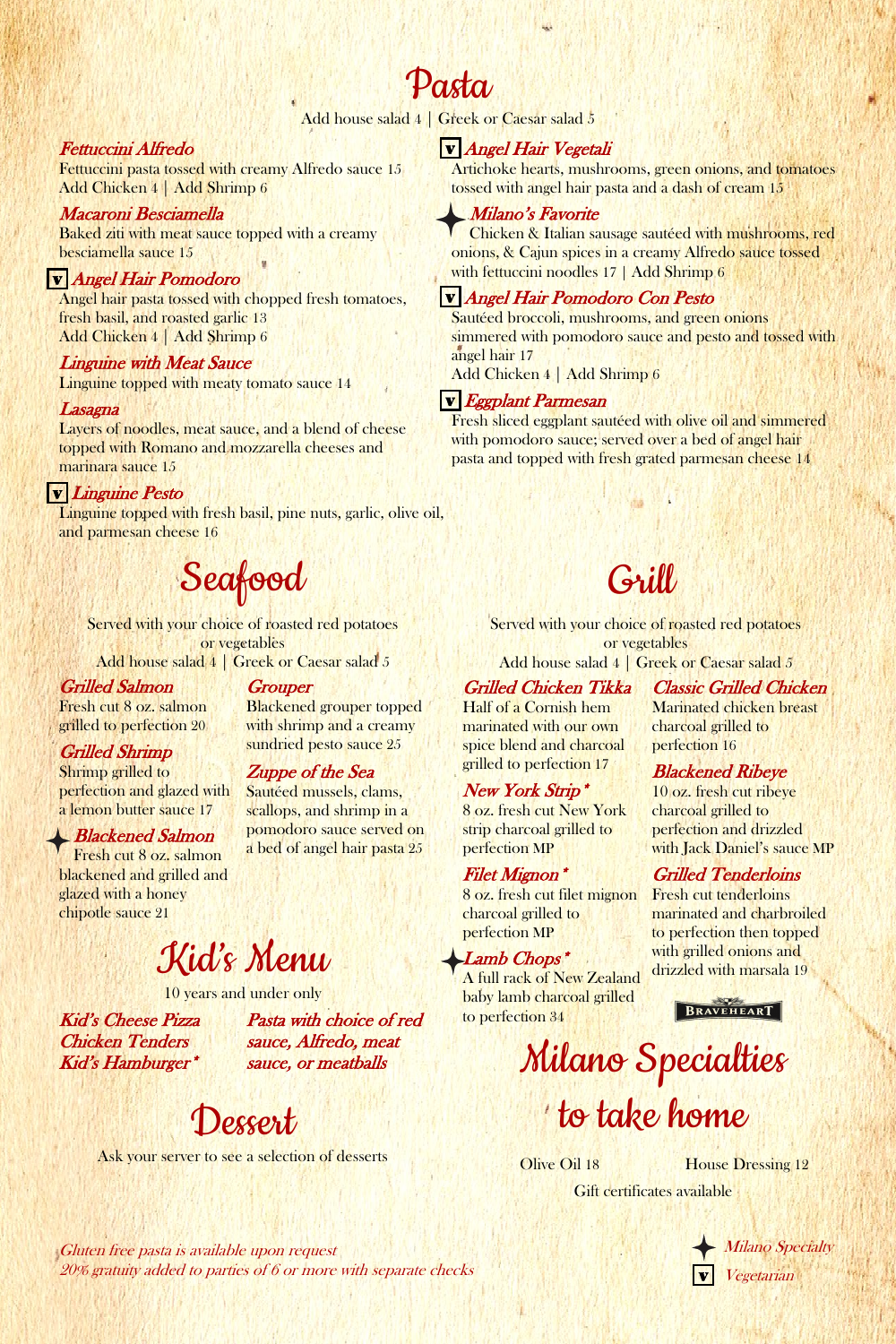# Pasta

Add house salad 4 | Greek or Caesar salad 5

### *Fettuccini Alfredo*
Fettuccini pasta tossed with creamy Alfredo sauce 15
Add Chicken 4 | Add Shrimp 6

### *Macaroni Besciamella*
Baked ziti with meat sauce topped with a creamy besciamella sauce 15

### V *Angel Hair Pomodoro*
Angel hair pasta tossed with chopped fresh tomatoes, fresh basil, and roasted garlic 13
Add Chicken 4 | Add Shrimp 6

### *Linguine with Meat Sauce*
Linguine topped with meaty tomato sauce 14

### *Lasagna*
Layers of noodles, meat sauce, and a blend of cheese topped with Romano and mozzarella cheeses and marinara sauce 15

### V *Linguine Pesto*
Linguine topped with fresh basil, pine nuts, garlic, olive oil, and parmesan cheese 16

### V *Angel Hair Vegetali*
Artichoke hearts, mushrooms, green onions, and tomatoes tossed with angel hair pasta and a dash of cream 15

### ✦ *Milano's Favorite*
Chicken & Italian sausage sautéed with mushrooms, red onions, & Cajun spices in a creamy Alfredo sauce tossed with fettuccini noodles 17 | Add Shrimp 6

### V *Angel Hair Pomodoro Con Pesto*
Sautéed broccoli, mushrooms, and green onions simmered with pomodoro sauce and pesto and tossed with angel hair 17
Add Chicken 4 | Add Shrimp 6

### V *Eggplant Parmesan*
Fresh sliced eggplant sautéed with olive oil and simmered with pomodoro sauce; served over a bed of angel hair pasta and topped with fresh grated parmesan cheese 14

# Seafood

Served with your choice of roasted red potatoes or vegetables
Add house salad 4 | Greek or Caesar salad 5

### *Grilled Salmon*
Fresh cut 8 oz. salmon grilled to perfection 20

### *Grilled Shrimp*
Shrimp grilled to perfection and glazed with a lemon butter sauce 17

### ✦ *Blackened Salmon*
Fresh cut 8 oz. salmon blackened and grilled and glazed with a honey chipotle sauce 21

### *Grouper*
Blackened grouper topped with shrimp and a creamy sundried pesto sauce 25

### *Zuppe of the Sea*
Sautéed mussels, clams, scallops, and shrimp in a pomodoro sauce served on a bed of angel hair pasta 25

# Kid's Menu

10 years and under only

- *Kid's Cheese Pizza*
- *Chicken Tenders*
- *Kid's Hamburger\**
- *Pasta with choice of red sauce, Alfredo, meat sauce, or meatballs*

# Dessert

Ask your server to see a selection of desserts

# Grill

Served with your choice of roasted red potatoes or vegetables
Add house salad 4 | Greek or Caesar salad 5

### *Grilled Chicken Tikka*
Half of a Cornish hem marinated with our own spice blend and charcoal grilled to perfection 17

### *New York Strip\**
8 oz. fresh cut New York strip charcoal grilled to perfection MP

### *Filet Mignon\**
8 oz. fresh cut filet mignon charcoal grilled to perfection MP

### ✦ *Lamb Chops\**
A full rack of New Zealand baby lamb charcoal grilled to perfection 34

### *Classic Grilled Chicken*
Marinated chicken breast charcoal grilled to perfection 16

### *Blackened Ribeye*
10 oz. fresh cut ribeye charcoal grilled to perfection and drizzled with Jack Daniel's sauce MP

### *Grilled Tenderloins*
Fresh cut tenderloins marinated and charbroiled to perfection then topped with grilled onions and drizzled with marsala 19

BRAVEHEART

# Milano Specialties to take home

Olive Oil 18 | House Dressing 12

Gift certificates available

*Gluten free pasta is available upon request*
*20% gratuity added to parties of 6 or more with separate checks*

✦ *Milano Specialty*
V *Vegetarian*